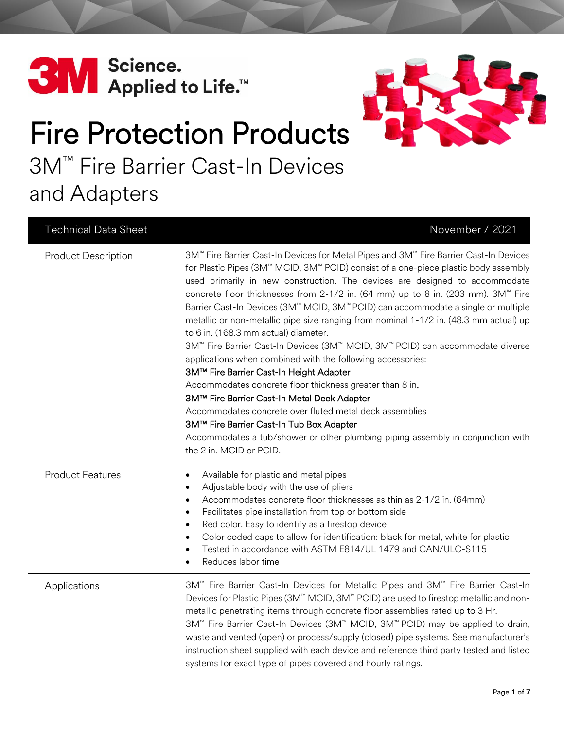3M Science. Applied to Life.™

# Fire Protection Products

## 3M™ Fire Barrier Cast-In Devices and Adapters

| Technical Data Sheet | November / 2021 |
|---|---|
| Product Description | 3M™ Fire Barrier Cast-In Devices for Metal Pipes and 3M™ Fire Barrier Cast-In Devices for Plastic Pipes (3M™ MCID, 3M™ PCID) consist of a one-piece plastic body assembly used primarily in new construction. The devices are designed to accommodate concrete floor thicknesses from 2-1/2 in. (64 mm) up to 8 in. (203 mm). 3M™ Fire Barrier Cast-In Devices (3M™ MCID, 3M™ PCID) can accommodate a single or multiple metallic or non-metallic pipe size ranging from nominal 1-1/2 in. (48.3 mm actual) up to 6 in. (168.3 mm actual) diameter.<br>3M™ Fire Barrier Cast-In Devices (3M™ MCID, 3M™ PCID) can accommodate diverse applications when combined with the following accessories:<br>3M™ Fire Barrier Cast-In Height Adapter<br>Accommodates concrete floor thickness greater than 8 in.<br>3M™ Fire Barrier Cast-In Metal Deck Adapter<br>Accommodates concrete over fluted metal deck assemblies<br>3M™ Fire Barrier Cast-In Tub Box Adapter<br>Accommodates a tub/shower or other plumbing piping assembly in conjunction with the 2 in. MCID or PCID. |
| Product Features | • Available for plastic and metal pipes<br>• Adjustable body with the use of pliers<br>• Accommodates concrete floor thicknesses as thin as 2-1/2 in. (64mm)<br>• Facilitates pipe installation from top or bottom side<br>• Red color. Easy to identify as a firestop device<br>• Color coded caps to allow for identification: black for metal, white for plastic<br>• Tested in accordance with ASTM E814/UL 1479 and CAN/ULC-S115<br>• Reduces labor time |
| Applications | 3M™ Fire Barrier Cast-In Devices for Metallic Pipes and 3M™ Fire Barrier Cast-In Devices for Plastic Pipes (3M™ MCID, 3M™ PCID) are used to firestop metallic and non-metallic penetrating items through concrete floor assemblies rated up to 3 Hr.<br>3M™ Fire Barrier Cast-In Devices (3M™ MCID, 3M™ PCID) may be applied to drain, waste and vented (open) or process/supply (closed) pipe systems. See manufacturer's instruction sheet supplied with each device and reference third party tested and listed systems for exact type of pipes covered and hourly ratings. |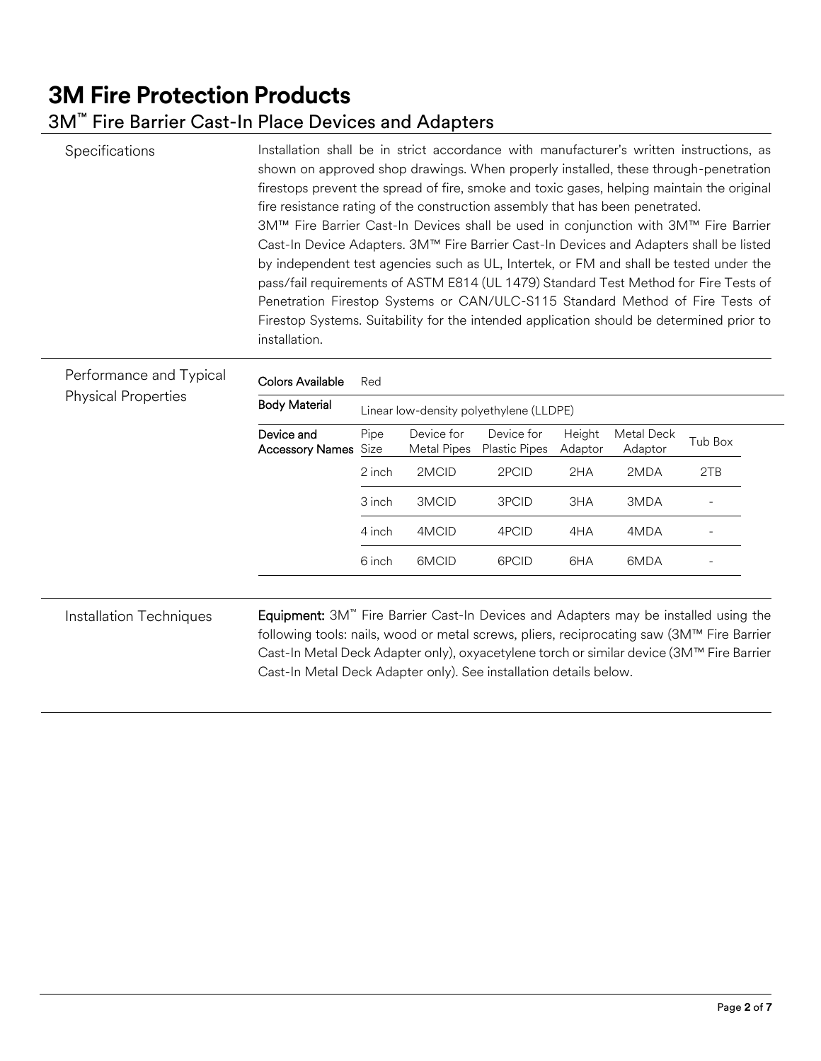# 3M Fire Protection Products

## 3M™ Fire Barrier Cast-In Place Devices and Adapters

### Specifications

Installation shall be in strict accordance with manufacturer's written instructions, as shown on approved shop drawings. When properly installed, these through-penetration firestops prevent the spread of fire, smoke and toxic gases, helping maintain the original fire resistance rating of the construction assembly that has been penetrated.

3M™ Fire Barrier Cast-In Devices shall be used in conjunction with 3M™ Fire Barrier Cast-In Device Adapters. 3M™ Fire Barrier Cast-In Devices and Adapters shall be listed by independent test agencies such as UL, Intertek, or FM and shall be tested under the pass/fail requirements of ASTM E814 (UL 1479) Standard Test Method for Fire Tests of Penetration Firestop Systems or CAN/ULC-S115 Standard Method of Fire Tests of Firestop Systems. Suitability for the intended application should be determined prior to installation.

### Performance and Typical Physical Properties

| | | | | | | |
|---|---|---|---|---|---|---|
| **Colors Available** | Red | | | | | |
| **Body Material** | Linear low-density polyethylene (LLDPE) | | | | | |
| **Device and Accessory Names** | Pipe Size | Device for Metal Pipes | Device for Plastic Pipes | Height Adaptor | Metal Deck Adaptor | Tub Box |
| | 2 inch | 2MCID | 2PCID | 2HA | 2MDA | 2TB |
| | 3 inch | 3MCID | 3PCID | 3HA | 3MDA | - |
| | 4 inch | 4MCID | 4PCID | 4HA | 4MDA | - |
| | 6 inch | 6MCID | 6PCID | 6HA | 6MDA | - |

### Installation Techniques

**Equipment:** 3M™ Fire Barrier Cast-In Devices and Adapters may be installed using the following tools: nails, wood or metal screws, pliers, reciprocating saw (3M™ Fire Barrier Cast-In Metal Deck Adapter only), oxyacetylene torch or similar device (3M™ Fire Barrier Cast-In Metal Deck Adapter only). See installation details below.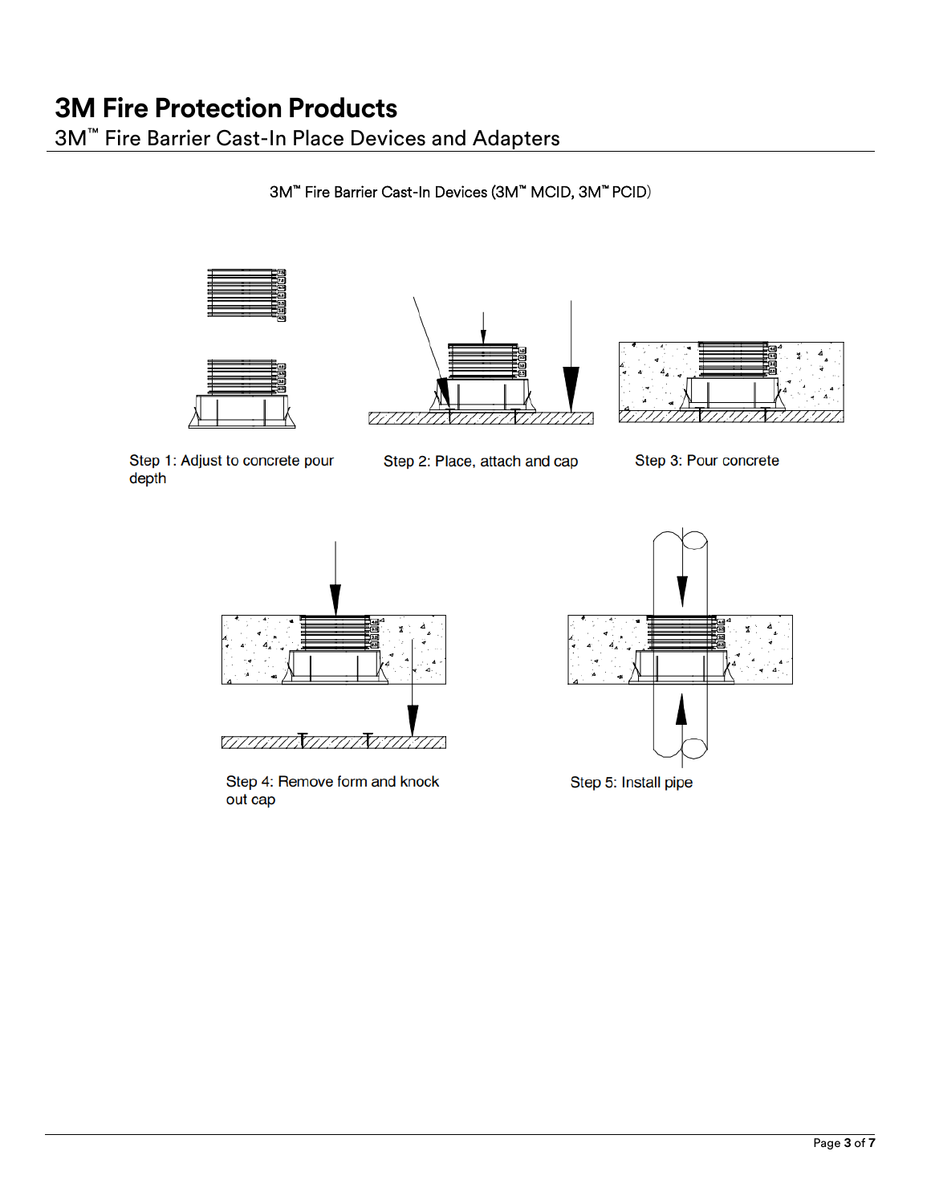# 3M Fire Protection Products

## 3M™ Fire Barrier Cast-In Place Devices and Adapters

3M™ Fire Barrier Cast-In Devices (3M™ MCID, 3M™ PCID)

Step 1: Adjust to concrete pour depth

Step 2: Place, attach and cap

Step 3: Pour concrete

Step 4: Remove form and knock out cap

Step 5: Install pipe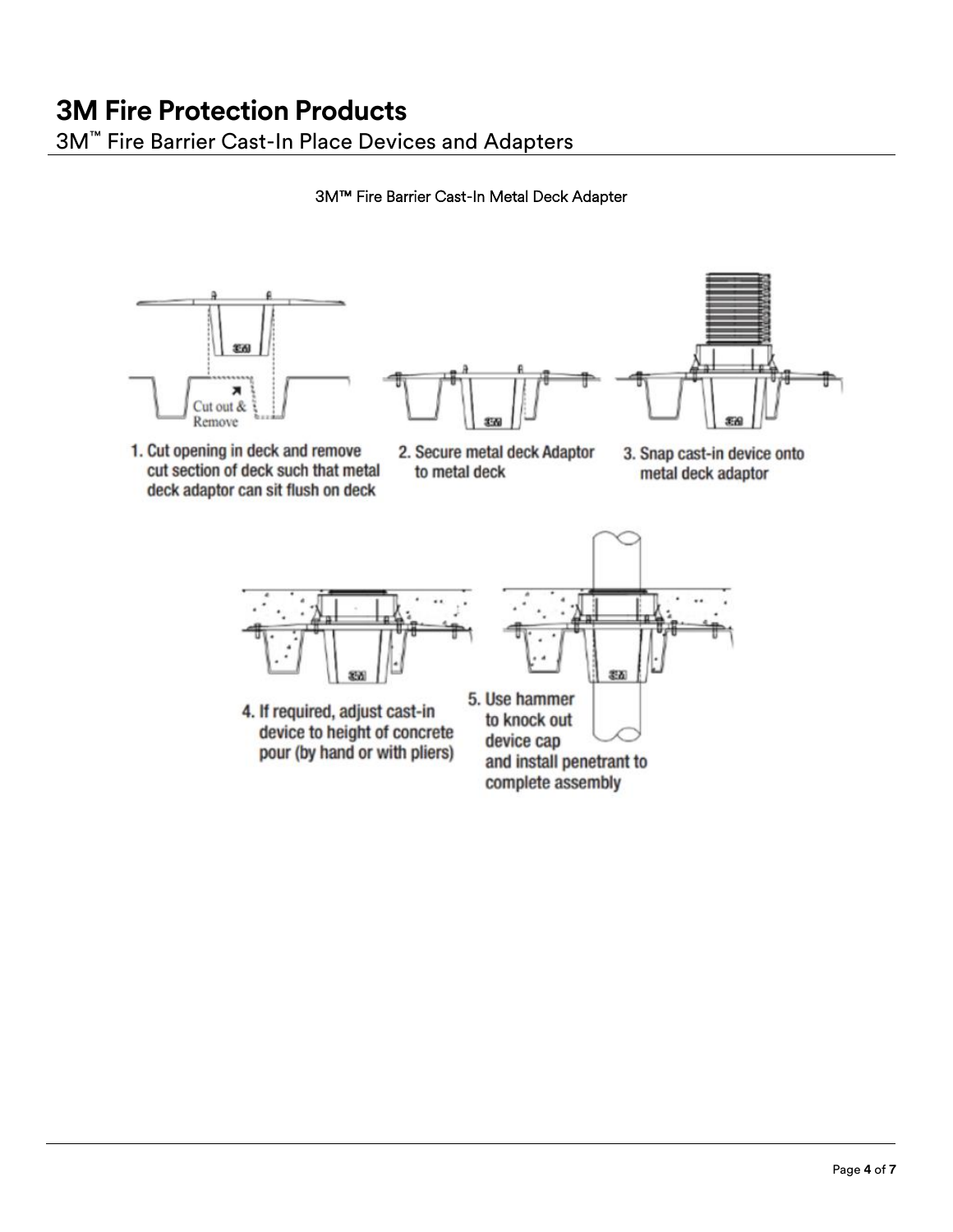3M™ Fire Barrier Cast-In Metal Deck Adapter

Cut out & Remove

1. Cut opening in deck and remove cut section of deck such that metal deck adaptor can sit flush on deck
2. Secure metal deck Adaptor to metal deck
3. Snap cast-in device onto metal deck adaptor
4. If required, adjust cast-in device to height of concrete pour (by hand or with pliers)
5. Use hammer to knock out device cap and install penetrant to complete assembly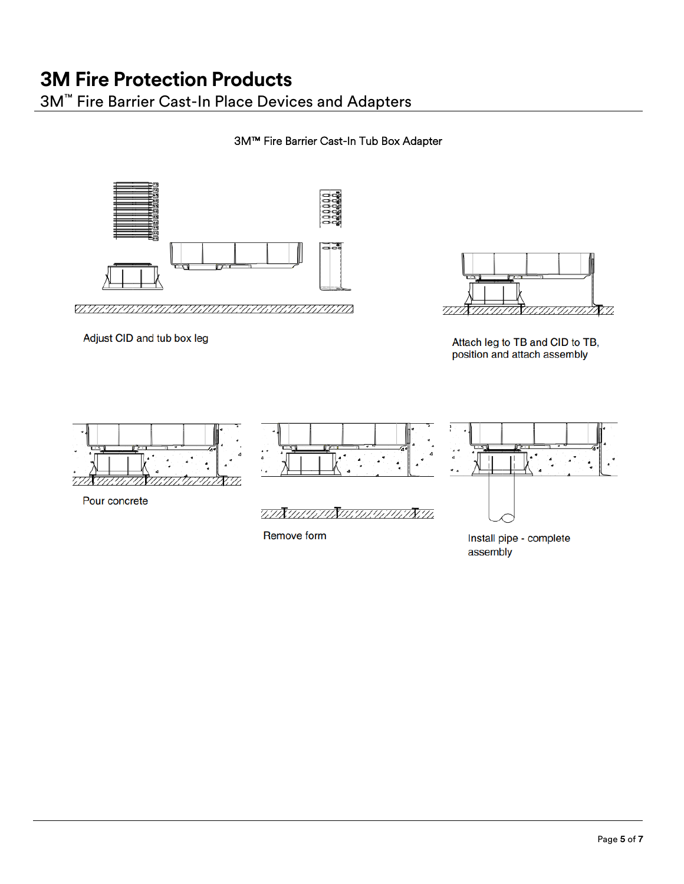# 3M Fire Protection Products

3M™ Fire Barrier Cast-In Place Devices and Adapters

3M™ Fire Barrier Cast-In Tub Box Adapter

Adjust CID and tub box leg

Attach leg to TB and CID to TB, position and attach assembly

Pour concrete

Remove form

Install pipe - complete assembly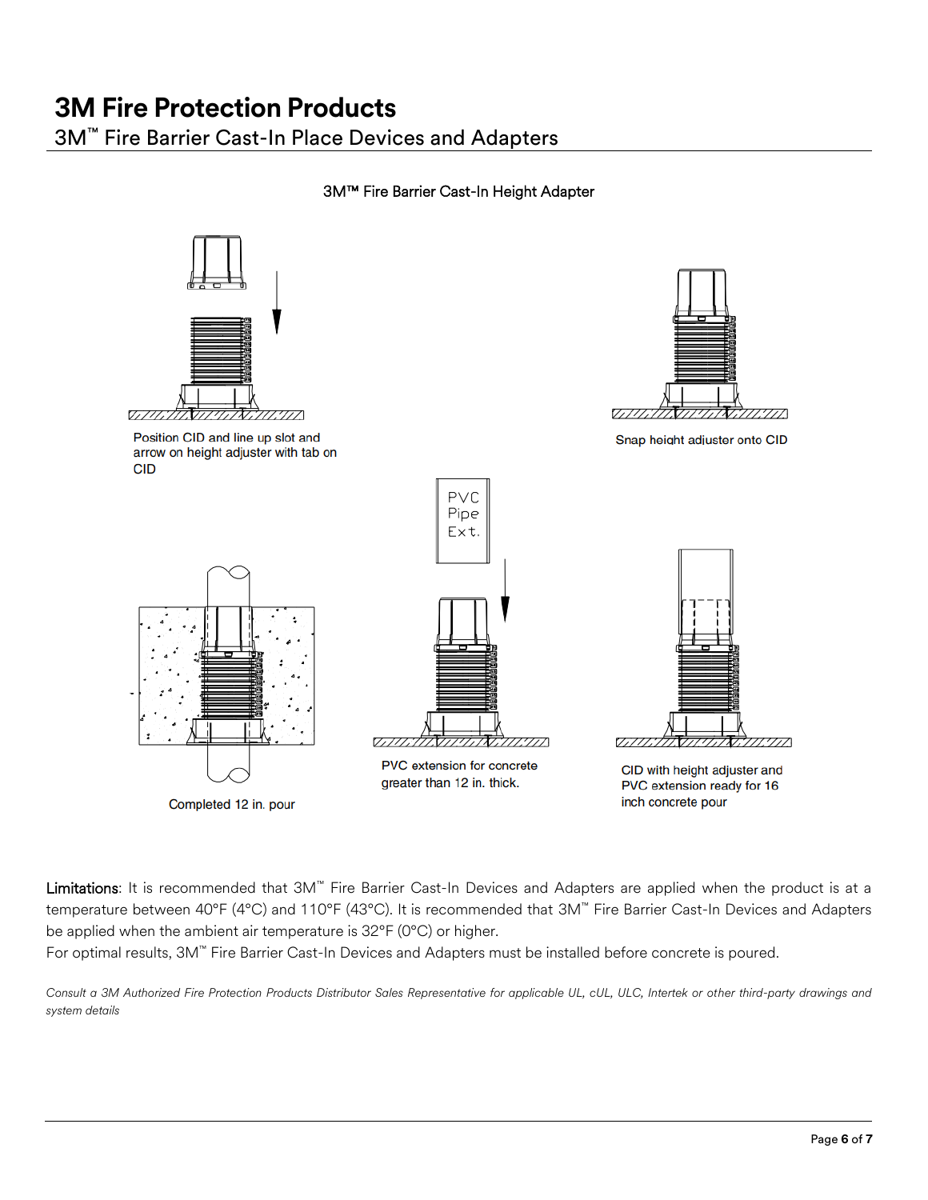# 3M Fire Protection Products

## 3M™ Fire Barrier Cast-In Place Devices and Adapters

### 3M™ Fire Barrier Cast-In Height Adapter

Position CID and line up slot and arrow on height adjuster with tab on CID

Snap height adjuster onto CID

PVC Pipe Ext.

Completed 12 in. pour

PVC extension for concrete greater than 12 in. thick.

CID with height adjuster and PVC extension ready for 16 inch concrete pour

**Limitations**: It is recommended that 3M™ Fire Barrier Cast-In Devices and Adapters are applied when the product is at a temperature between 40°F (4°C) and 110°F (43°C). It is recommended that 3M™ Fire Barrier Cast-In Devices and Adapters be applied when the ambient air temperature is 32°F (0°C) or higher.

For optimal results, 3M™ Fire Barrier Cast-In Devices and Adapters must be installed before concrete is poured.

*Consult a 3M Authorized Fire Protection Products Distributor Sales Representative for applicable UL, cUL, ULC, Intertek or other third-party drawings and system details*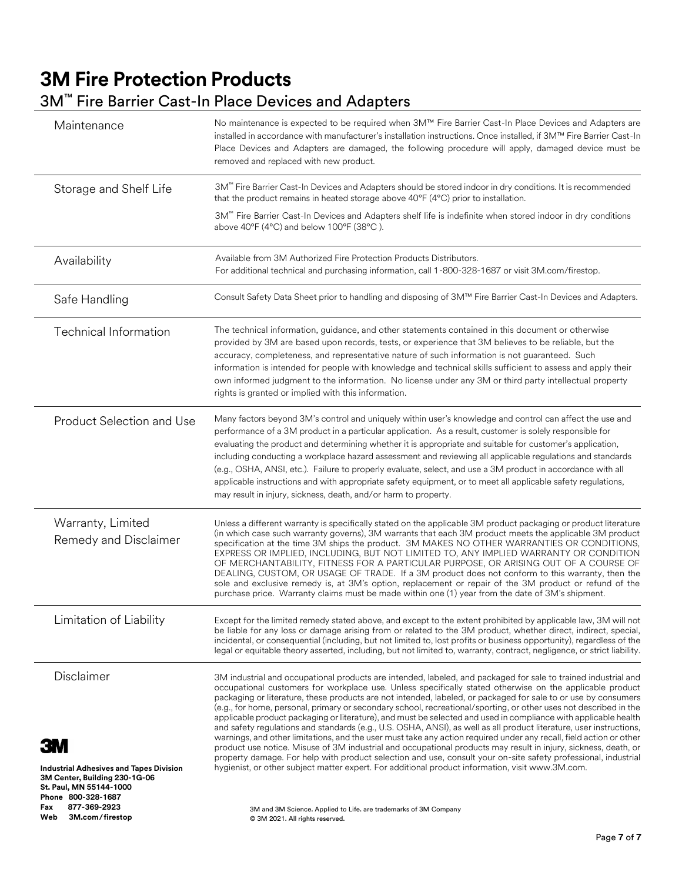# 3M Fire Protection Products

## 3M™ Fire Barrier Cast-In Place Devices and Adapters

### Maintenance

No maintenance is expected to be required when 3M™ Fire Barrier Cast-In Place Devices and Adapters are installed in accordance with manufacturer's installation instructions. Once installed, if 3M™ Fire Barrier Cast-In Place Devices and Adapters are damaged, the following procedure will apply, damaged device must be removed and replaced with new product.

### Storage and Shelf Life

3M™ Fire Barrier Cast-In Devices and Adapters should be stored indoor in dry conditions. It is recommended that the product remains in heated storage above 40°F (4°C) prior to installation.

3M™ Fire Barrier Cast-In Devices and Adapters shelf life is indefinite when stored indoor in dry conditions above 40°F (4°C) and below 100°F (38°C ).

### Availability

Available from 3M Authorized Fire Protection Products Distributors.
For additional technical and purchasing information, call 1-800-328-1687 or visit 3M.com/firestop.

### Safe Handling

Consult Safety Data Sheet prior to handling and disposing of 3M™ Fire Barrier Cast-In Devices and Adapters.

### Technical Information

The technical information, guidance, and other statements contained in this document or otherwise provided by 3M are based upon records, tests, or experience that 3M believes to be reliable, but the accuracy, completeness, and representative nature of such information is not guaranteed. Such information is intended for people with knowledge and technical skills sufficient to assess and apply their own informed judgment to the information. No license under any 3M or third party intellectual property rights is granted or implied with this information.

### Product Selection and Use

Many factors beyond 3M's control and uniquely within user's knowledge and control can affect the use and performance of a 3M product in a particular application. As a result, customer is solely responsible for evaluating the product and determining whether it is appropriate and suitable for customer's application, including conducting a workplace hazard assessment and reviewing all applicable regulations and standards (e.g., OSHA, ANSI, etc.). Failure to properly evaluate, select, and use a 3M product in accordance with all applicable instructions and with appropriate safety equipment, or to meet all applicable safety regulations, may result in injury, sickness, death, and/or harm to property.

### Warranty, Limited Remedy and Disclaimer

Unless a different warranty is specifically stated on the applicable 3M product packaging or product literature (in which case such warranty governs), 3M warrants that each 3M product meets the applicable 3M product specification at the time 3M ships the product. 3M MAKES NO OTHER WARRANTIES OR CONDITIONS, EXPRESS OR IMPLIED, INCLUDING, BUT NOT LIMITED TO, ANY IMPLIED WARRANTY OR CONDITION OF MERCHANTABILITY, FITNESS FOR A PARTICULAR PURPOSE, OR ARISING OUT OF A COURSE OF DEALING, CUSTOM, OR USAGE OF TRADE. If a 3M product does not conform to this warranty, then the sole and exclusive remedy is, at 3M's option, replacement or repair of the 3M product or refund of the purchase price. Warranty claims must be made within one (1) year from the date of 3M's shipment.

### Limitation of Liability

Except for the limited remedy stated above, and except to the extent prohibited by applicable law, 3M will not be liable for any loss or damage arising from or related to the 3M product, whether direct, indirect, special, incidental, or consequential (including, but not limited to, lost profits or business opportunity), regardless of the legal or equitable theory asserted, including, but not limited to, warranty, contract, negligence, or strict liability.

### Disclaimer

3M industrial and occupational products are intended, labeled, and packaged for sale to trained industrial and occupational customers for workplace use. Unless specifically stated otherwise on the applicable product packaging or literature, these products are not intended, labeled, or packaged for sale to or use by consumers (e.g., for home, personal, primary or secondary school, recreational/sporting, or other uses not described in the applicable product packaging or literature), and must be selected and used in compliance with applicable health and safety regulations and standards (e.g., U.S. OSHA, ANSI), as well as all product literature, user instructions, warnings, and other limitations, and the user must take any action required under any recall, field action or other product use notice. Misuse of 3M industrial and occupational products may result in injury, sickness, death, or property damage. For help with product selection and use, consult your on-site safety professional, industrial hygienist, or other subject matter expert. For additional product information, visit www.3M.com.

**3M**

**Industrial Adhesives and Tapes Division**
**3M Center, Building 230-1G-06**
**St. Paul, MN 55144-1000**
**Phone 800-328-1687**
**Fax 877-369-2923**
**Web 3M.com/firestop**

3M and 3M Science. Applied to Life. are trademarks of 3M Company
© 3M 2021. All rights reserved.